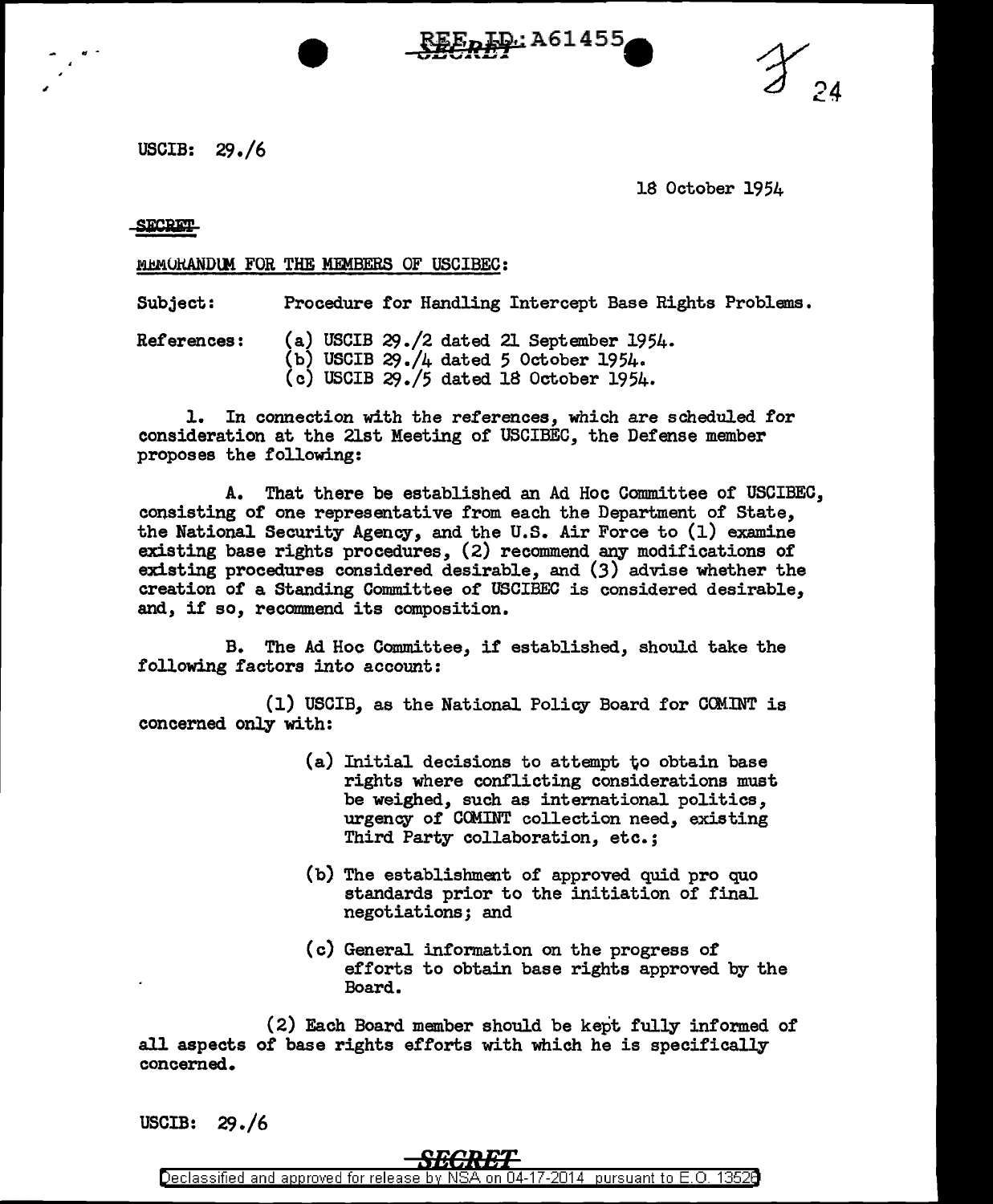USCIB: 29./6

18 October 1954

SECRET

MEMORANDUM FOR THE MEMBERS OF USCIBEC:

Subject: Procedure for Handling Intercept Base Rights Problems.

References: (a) USCIB 29./2 dated 21 September 1954.
(b) USCIB 29./4 dated 5 October 1954.
(c) USCIB 29./5 dated 18 October 1954.

1. In connection with the references, which are scheduled for consideration at the 21st Meeting of USCIBEC, the Defense member proposes the following:

A. That there be established an Ad Hoc Committee of USCIBEC, consisting of one representative from each the Department of State, the National Security Agency, and the U.S. Air Force to (1) examine existing base rights procedures, (2) recommend any modifications of existing procedures considered desirable, and (3) advise whether the creation of a Standing Committee of USCIBEC is considered desirable, and, if so, recommend its composition.

B. The Ad Hoc Committee, if established, should take the following factors into account:

(1) USCIB, as the National Policy Board for COMINT is concerned only with:

(a) Initial decisions to attempt to obtain base rights where conflicting considerations must be weighed, such as international politics, urgency of COMINT collection need, existing Third Party collaboration, etc.;

(b) The establishment of approved quid pro quo standards prior to the initiation of final negotiations; and

(c) General information on the progress of efforts to obtain base rights approved by the Board.

(2) Each Board member should be kept fully informed of all aspects of base rights efforts with which he is specifically concerned.

USCIB: 29./6

SECRET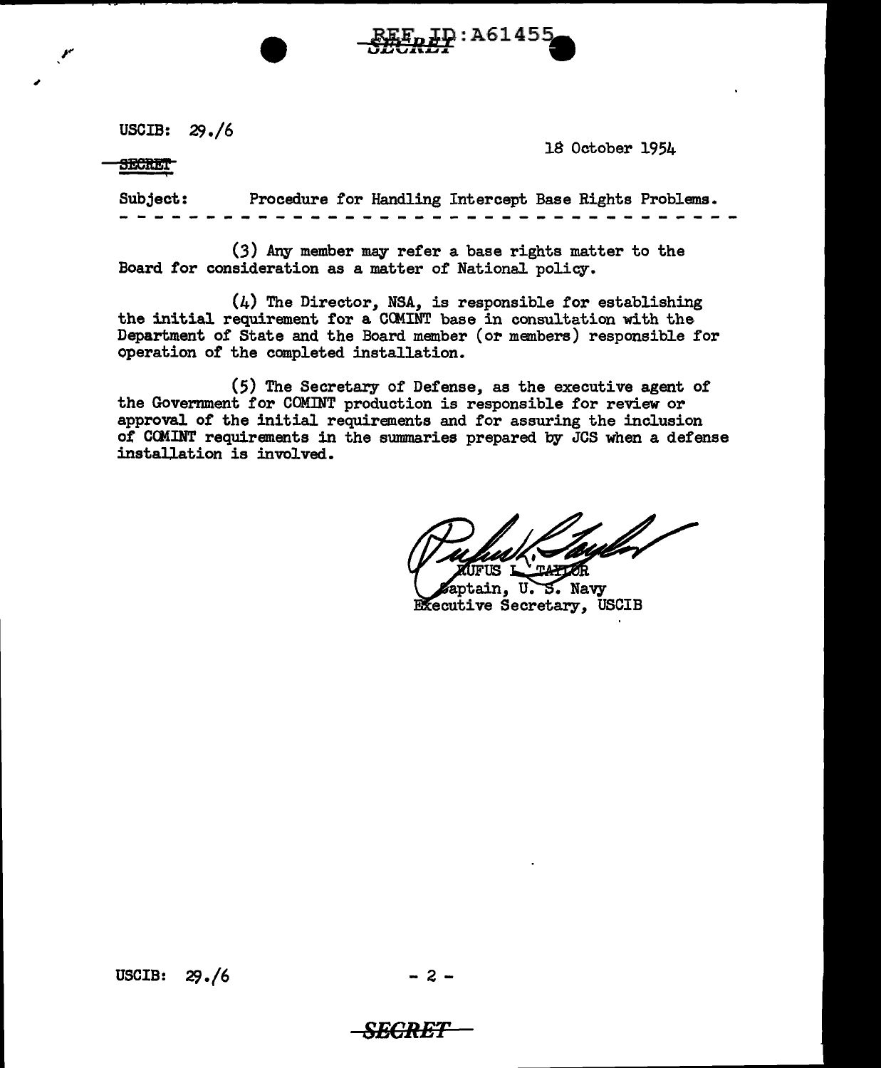USCIB: 29./6

18 October 1954

SECRET

Subject: Procedure for Handling Intercept Base Rights Problems.

(3) Any member may refer a base rights matter to the Board for consideration as a matter of National policy.

(4) The Director, NSA, is responsible for establishing the initial requirement for a COMINT base in consultation with the Department of State and the Board member (or members) responsible for operation of the completed installation.

(5) The Secretary of Defense, as the executive agent of the Government for COMINT production is responsible for review or approval of the initial requirements and for assuring the inclusion of COMINT requirements in the summaries prepared by JCS when a defense installation is involved.

RUFUS L. TAYLOR
Captain, U. S. Navy
Executive Secretary, USCIB

USCIB: 29./6

SECRET